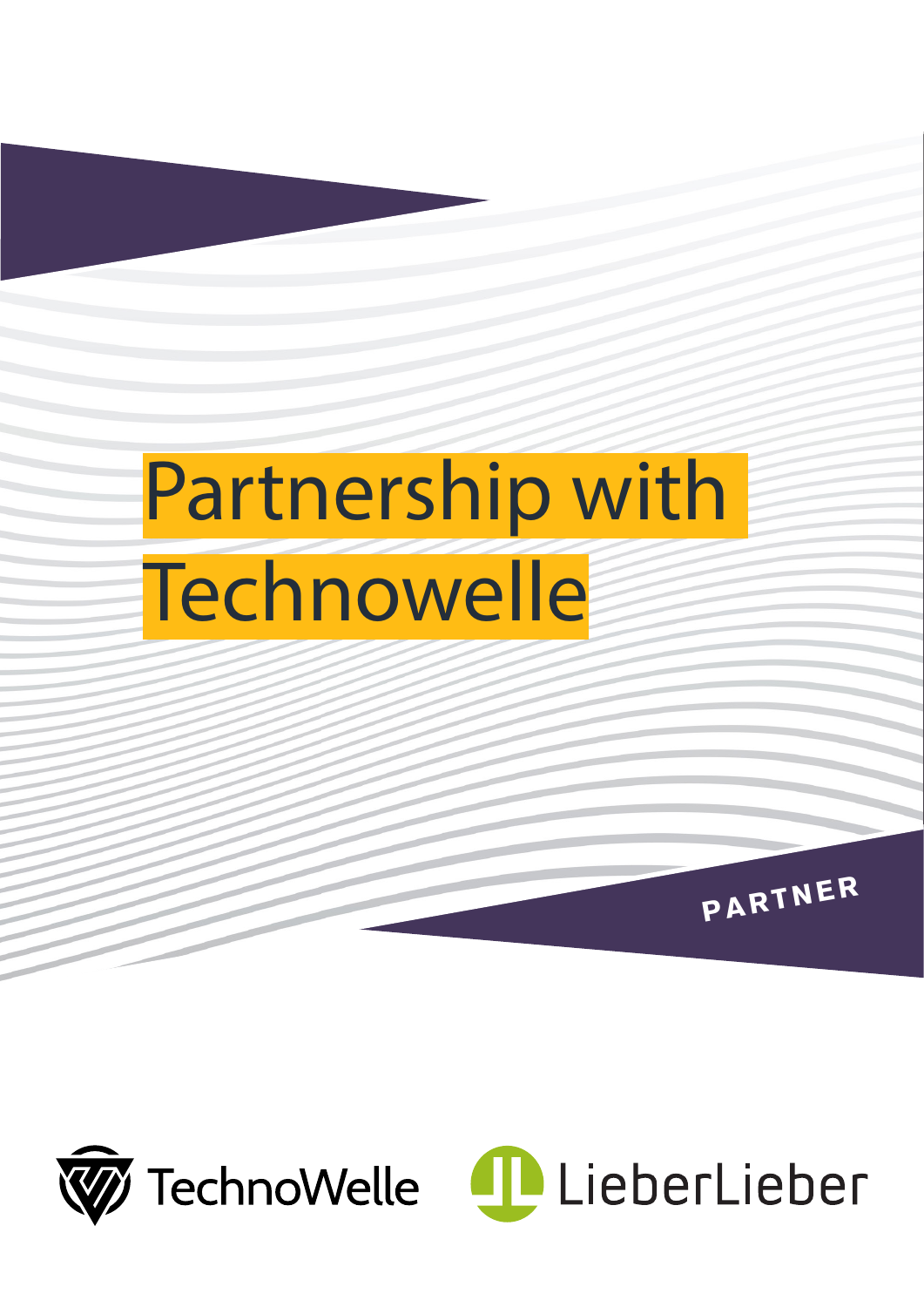# Partnership with Technowelle

PARTNER

TechnoWelle LieberLieber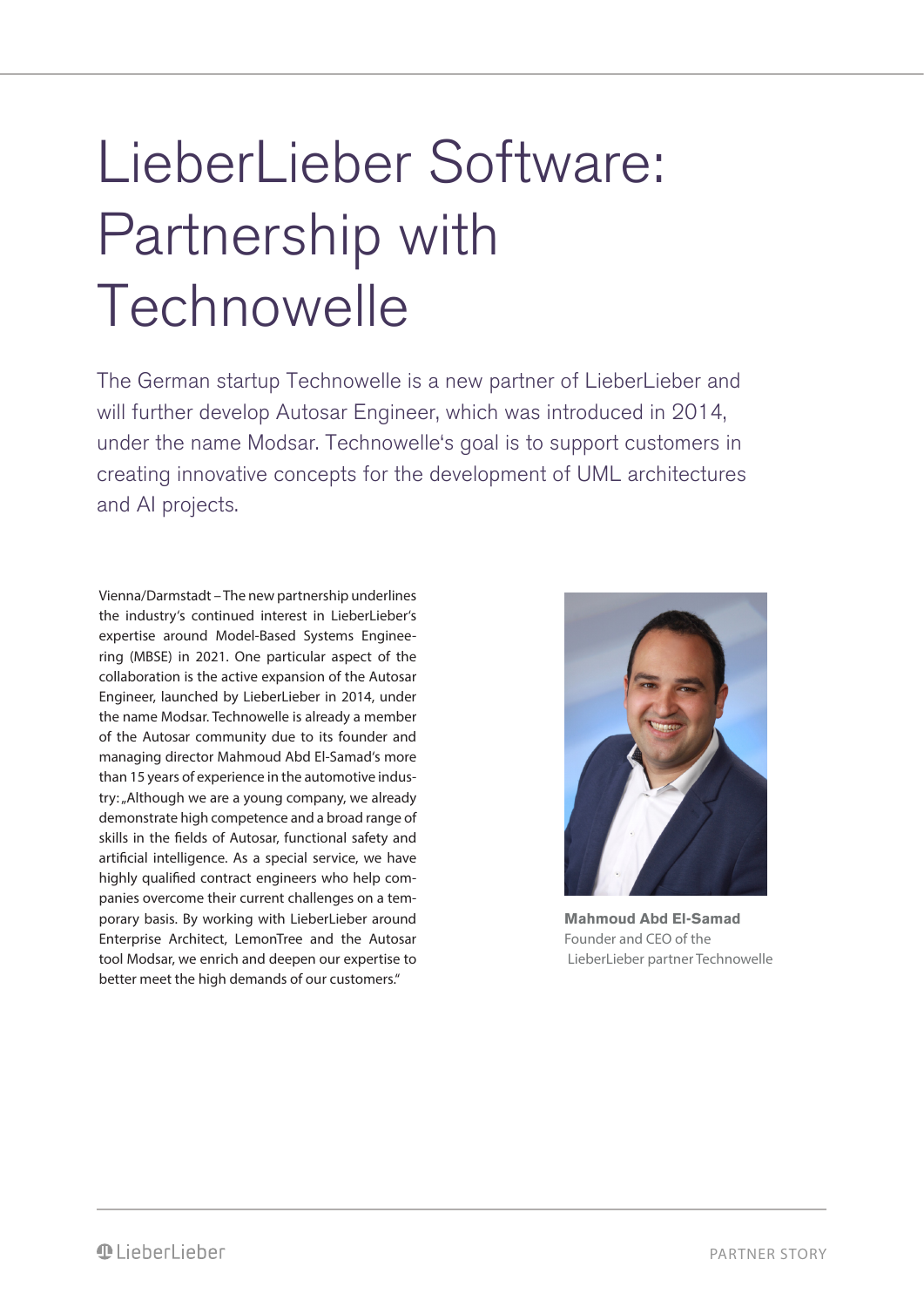# LieberLieber Software: Partnership with Technowelle

The German startup Technowelle is a new partner of LieberLieber and will further develop Autosar Engineer, which was introduced in 2014, under the name Modsar. Technowelle's goal is to support customers in creating innovative concepts for the development of UML architectures and AI projects.

Vienna/Darmstadt – The new partnership underlines the industry's continued interest in LieberLieber's expertise around Model-Based Systems Engineering (MBSE) in 2021. One particular aspect of the collaboration is the active expansion of the Autosar Engineer, launched by LieberLieber in 2014, under the name Modsar. Technowelle is already a member of the Autosar community due to its founder and managing director Mahmoud Abd El-Samad's more than 15 years of experience in the automotive industry: „Although we are a young company, we already demonstrate high competence and a broad range of skills in the fields of Autosar, functional safety and artificial intelligence. As a special service, we have highly qualified contract engineers who help companies overcome their current challenges on a temporary basis. By working with LieberLieber around Enterprise Architect, LemonTree and the Autosar tool Modsar, we enrich and deepen our expertise to better meet the high demands of our customers."

**Mahmoud Abd El-Samad**
Founder and CEO of the LieberLieber partner Technowelle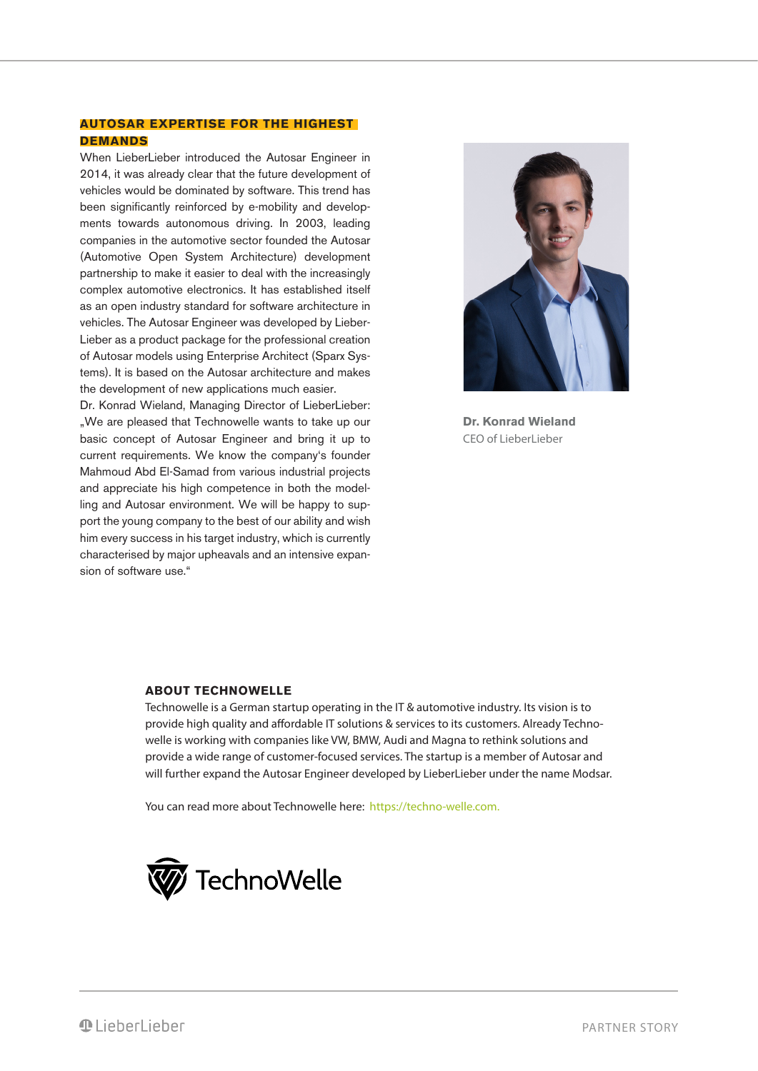## AUTOSAR EXPERTISE FOR THE HIGHEST DEMANDS

When LieberLieber introduced the Autosar Engineer in 2014, it was already clear that the future development of vehicles would be dominated by software. This trend has been significantly reinforced by e-mobility and developments towards autonomous driving. In 2003, leading companies in the automotive sector founded the Autosar (Automotive Open System Architecture) development partnership to make it easier to deal with the increasingly complex automotive electronics. It has established itself as an open industry standard for software architecture in vehicles. The Autosar Engineer was developed by LieberLieber as a product package for the professional creation of Autosar models using Enterprise Architect (Sparx Systems). It is based on the Autosar architecture and makes the development of new applications much easier.

Dr. Konrad Wieland, Managing Director of LieberLieber: „We are pleased that Technowelle wants to take up our basic concept of Autosar Engineer and bring it up to current requirements. We know the company's founder Mahmoud Abd El-Samad from various industrial projects and appreciate his high competence in both the modelling and Autosar environment. We will be happy to support the young company to the best of our ability and wish him every success in his target industry, which is currently characterised by major upheavals and an intensive expansion of software use."

**Dr. Konrad Wieland**
CEO of LieberLieber

### ABOUT TECHNOWELLE

Technowelle is a German startup operating in the IT & automotive industry. Its vision is to provide high quality and affordable IT solutions & services to its customers. Already Technowelle is working with companies like VW, BMW, Audi and Magna to rethink solutions and provide a wide range of customer-focused services. The startup is a member of Autosar and will further expand the Autosar Engineer developed by LieberLieber under the name Modsar.

You can read more about Technowelle here: https://techno-welle.com.

TechnoWelle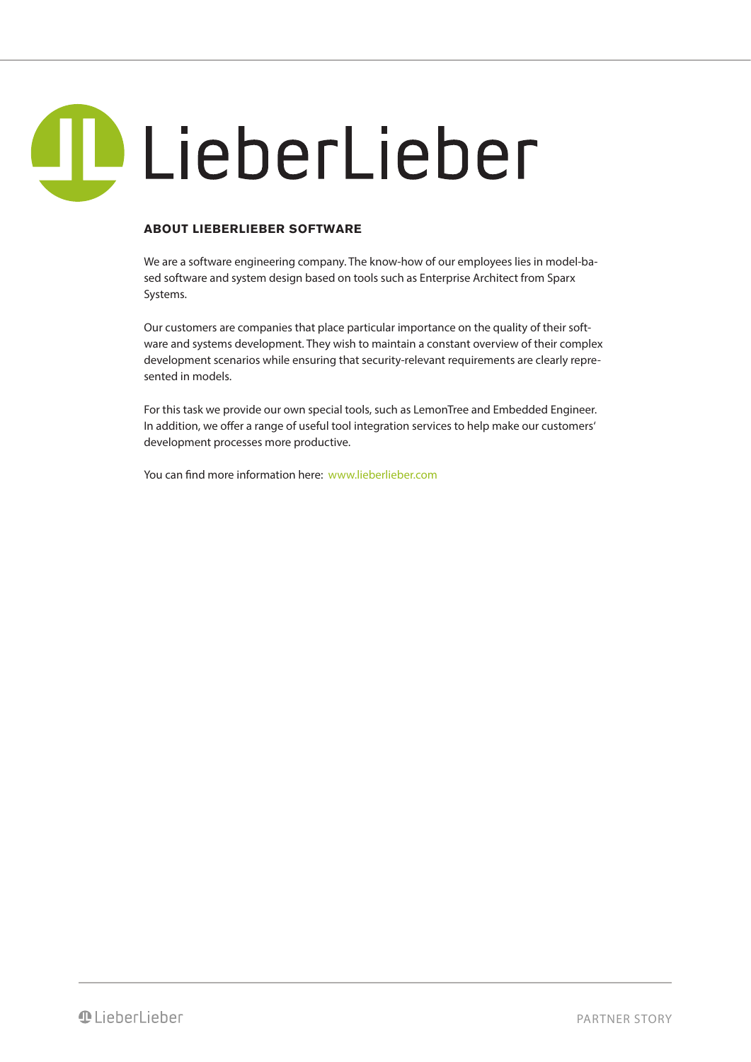# LieberLieber

## ABOUT LIEBERLIEBER SOFTWARE

We are a software engineering company. The know-how of our employees lies in model-based software and system design based on tools such as Enterprise Architect from Sparx Systems.

Our customers are companies that place particular importance on the quality of their software and systems development. They wish to maintain a constant overview of their complex development scenarios while ensuring that security-relevant requirements are clearly represented in models.

For this task we provide our own special tools, such as LemonTree and Embedded Engineer. In addition, we offer a range of useful tool integration services to help make our customers' development processes more productive.

You can find more information here: www.lieberlieber.com